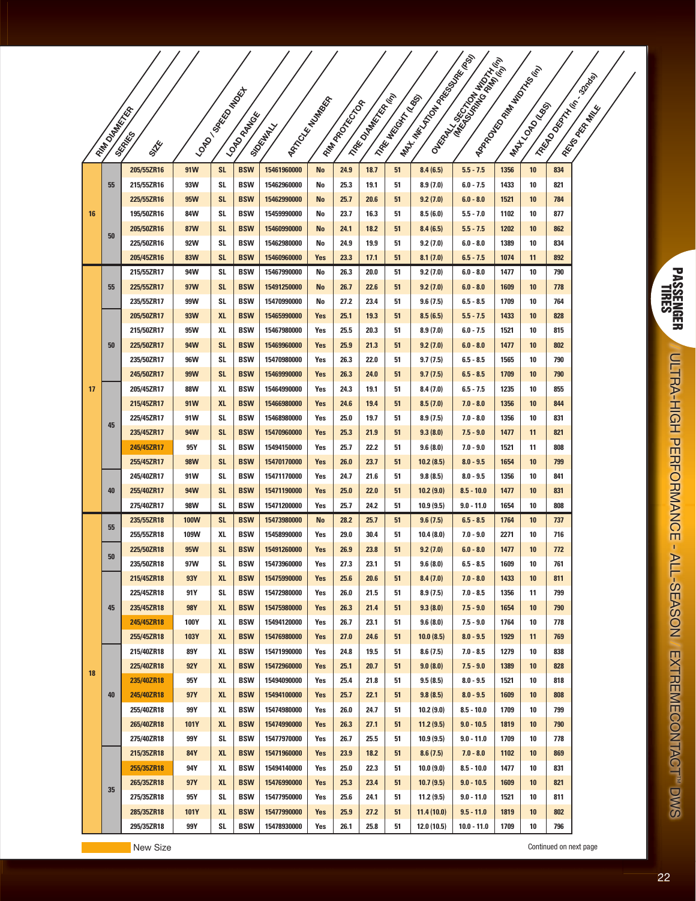# PASSENGER TIRES

## ULTRA-HIGH PERFORMANCE - ALL-SEASON / EXTREMECONTACT™ DWS

| RIM DIAMETER | SERIES | SIZE | LOAD / SPEED INDEX | LOAD RANGE | SIDEWALL | ARTICLE NUMBER | RIM PROTECTOR | TIRE DIAMETER (in) | TIRE WEIGHT (LBS) | MAX. INFLATION PRESSURE (PSI) | OVERALL SECTION WIDTH (in) (MEASURING RIM) (in) | APPROVED RIM WIDTHS (in) | MAX. LOAD (LBS) | TREAD DEPTH (in - 32nds) | REVS PER MILE |
|---|---|---|---|---|---|---|---|---|---|---|---|---|---|---|---|
| 16 | 55 | 205/55ZR16 | 91W | SL | BSW | 15461960000 | No | 24.9 | 18.7 | 51 | 8.4 (6.5) | 5.5 - 7.5 | 1356 | 10 | 834 |
| | | 215/55ZR16 | 93W | SL | BSW | 15462960000 | No | 25.3 | 19.1 | 51 | 8.9 (7.0) | 6.0 - 7.5 | 1433 | 10 | 821 |
| | | 225/55ZR16 | 95W | SL | BSW | 15462990000 | No | 25.7 | 20.6 | 51 | 9.2 (7.0) | 6.0 - 8.0 | 1521 | 10 | 784 |
| | 50 | 195/50ZR16 | 84W | SL | BSW | 15459990000 | No | 23.7 | 16.3 | 51 | 8.5 (6.0) | 5.5 - 7.0 | 1102 | 10 | 877 |
| | | 205/50ZR16 | 87W | SL | BSW | 15460990000 | No | 24.1 | 18.2 | 51 | 8.4 (6.5) | 5.5 - 7.5 | 1202 | 10 | 862 |
| | | 225/50ZR16 | 92W | SL | BSW | 15462980000 | No | 24.9 | 19.9 | 51 | 9.2 (7.0) | 6.0 - 8.0 | 1389 | 10 | 834 |
| | | 205/45ZR16 | 83W | SL | BSW | 15460960000 | Yes | 23.3 | 17.1 | 51 | 8.1 (7.0) | 6.5 - 7.5 | 1074 | 11 | 892 |
| 17 | 55 | 215/55ZR17 | 94W | SL | BSW | 15467990000 | No | 26.3 | 20.0 | 51 | 9.2 (7.0) | 6.0 - 8.0 | 1477 | 10 | 790 |
| | | 225/55ZR17 | 97W | SL | BSW | 15491250000 | No | 26.7 | 22.6 | 51 | 9.2 (7.0) | 6.0 - 8.0 | 1609 | 10 | 778 |
| | | 235/55ZR17 | 99W | SL | BSW | 15470990000 | No | 27.2 | 23.4 | 51 | 9.6 (7.5) | 6.5 - 8.5 | 1709 | 10 | 764 |
| | 50 | 205/50ZR17 | 93W | XL | BSW | 15465990000 | Yes | 25.1 | 19.3 | 51 | 8.5 (6.5) | 5.5 - 7.5 | 1433 | 10 | 828 |
| | | 215/50ZR17 | 95W | XL | BSW | 15467980000 | Yes | 25.5 | 20.3 | 51 | 8.9 (7.0) | 6.0 - 7.5 | 1521 | 10 | 815 |
| | | 225/50ZR17 | 94W | SL | BSW | 15469960000 | Yes | 25.9 | 21.3 | 51 | 9.2 (7.0) | 6.0 - 8.0 | 1477 | 10 | 802 |
| | | 235/50ZR17 | 96W | SL | BSW | 15470980000 | Yes | 26.3 | 22.0 | 51 | 9.7 (7.5) | 6.5 - 8.5 | 1565 | 10 | 790 |
| | | 245/50ZR17 | 99W | SL | BSW | 15469990000 | Yes | 26.3 | 24.0 | 51 | 9.7 (7.5) | 6.5 - 8.5 | 1709 | 10 | 790 |
| | 45 | 205/45ZR17 | 88W | XL | BSW | 15464990000 | Yes | 24.3 | 19.1 | 51 | 8.4 (7.0) | 6.5 - 7.5 | 1235 | 10 | 855 |
| | | 215/45ZR17 | 91W | XL | BSW | 15466980000 | Yes | 24.6 | 19.4 | 51 | 8.5 (7.0) | 7.0 - 8.0 | 1356 | 10 | 844 |
| | | 225/45ZR17 | 91W | SL | BSW | 15468980000 | Yes | 25.0 | 19.7 | 51 | 8.9 (7.5) | 7.0 - 8.0 | 1356 | 10 | 831 |
| | | 235/45ZR17 | 94W | SL | BSW | 15470960000 | Yes | 25.3 | 21.9 | 51 | 9.3 (8.0) | 7.5 - 9.0 | 1477 | 11 | 821 |
| | | 245/45ZR17 | 95Y | SL | BSW | 15494150000 | Yes | 25.7 | 22.2 | 51 | 9.6 (8.0) | 7.0 - 9.0 | 1521 | 11 | 808 |
| | | 255/45ZR17 | 98W | SL | BSW | 15470170000 | Yes | 26.0 | 23.7 | 51 | 10.2 (8.5) | 8.0 - 9.5 | 1654 | 10 | 799 |
| | 40 | 245/40ZR17 | 91W | SL | BSW | 15471170000 | Yes | 24.7 | 21.6 | 51 | 9.8 (8.5) | 8.0 - 9.5 | 1356 | 10 | 841 |
| | | 255/40ZR17 | 94W | SL | BSW | 15471190000 | Yes | 25.0 | 22.0 | 51 | 10.2 (9.0) | 8.5 - 10.0 | 1477 | 10 | 831 |
| | | 275/40ZR17 | 98W | SL | BSW | 15471200000 | Yes | 25.7 | 24.2 | 51 | 10.9 (9.5) | 9.0 - 11.0 | 1654 | 10 | 808 |
| 18 | 55 | 235/55ZR18 | 100W | SL | BSW | 15473980000 | No | 28.2 | 25.7 | 51 | 9.6 (7.5) | 6.5 - 8.5 | 1764 | 10 | 737 |
| | | 255/55ZR18 | 109W | XL | BSW | 15458990000 | Yes | 29.0 | 30.4 | 51 | 10.4 (8.0) | 7.0 - 9.0 | 2271 | 10 | 716 |
| | 50 | 225/50ZR18 | 95W | SL | BSW | 15491260000 | Yes | 26.9 | 23.8 | 51 | 9.2 (7.0) | 6.0 - 8.0 | 1477 | 10 | 772 |
| | | 235/50ZR18 | 97W | SL | BSW | 15473960000 | Yes | 27.3 | 23.1 | 51 | 9.6 (8.0) | 6.5 - 8.5 | 1609 | 10 | 761 |
| | 45 | 215/45ZR18 | 93Y | XL | BSW | 15475990000 | Yes | 25.6 | 20.6 | 51 | 8.4 (7.0) | 7.0 - 8.0 | 1433 | 10 | 811 |
| | | 225/45ZR18 | 91Y | SL | BSW | 15472980000 | Yes | 26.0 | 21.5 | 51 | 8.9 (7.5) | 7.0 - 8.5 | 1356 | 11 | 799 |
| | | 235/45ZR18 | 98Y | XL | BSW | 15475980000 | Yes | 26.3 | 21.4 | 51 | 9.3 (8.0) | 7.5 - 9.0 | 1654 | 10 | 790 |
| | | 245/45ZR18 | 100Y | XL | BSW | 15494120000 | Yes | 26.7 | 23.1 | 51 | 9.6 (8.0) | 7.5 - 9.0 | 1764 | 10 | 778 |
| | | 255/45ZR18 | 103Y | XL | BSW | 15476980000 | Yes | 27.0 | 24.6 | 51 | 10.0 (8.5) | 8.0 - 9.5 | 1929 | 11 | 769 |
| | 40 | 215/40ZR18 | 89Y | XL | BSW | 15471990000 | Yes | 24.8 | 19.5 | 51 | 8.6 (7.5) | 7.0 - 8.5 | 1279 | 10 | 838 |
| | | 225/40ZR18 | 92Y | XL | BSW | 15472960000 | Yes | 25.1 | 20.7 | 51 | 9.0 (8.0) | 7.5 - 9.0 | 1389 | 10 | 828 |
| | | 235/40ZR18 | 95Y | XL | BSW | 15494090000 | Yes | 25.4 | 21.8 | 51 | 9.5 (8.5) | 8.0 - 9.5 | 1521 | 10 | 818 |
| | | 245/40ZR18 | 97Y | XL | BSW | 15494100000 | Yes | 25.7 | 22.1 | 51 | 9.8 (8.5) | 8.0 - 9.5 | 1609 | 10 | 808 |
| | | 255/40ZR18 | 99Y | XL | BSW | 15474980000 | Yes | 26.0 | 24.7 | 51 | 10.2 (9.0) | 8.5 - 10.0 | 1709 | 10 | 799 |
| | | 265/40ZR18 | 101Y | XL | BSW | 15474990000 | Yes | 26.3 | 27.1 | 51 | 11.2 (9.5) | 9.0 - 10.5 | 1819 | 10 | 790 |
| | | 275/40ZR18 | 99Y | SL | BSW | 15477970000 | Yes | 26.7 | 25.5 | 51 | 10.9 (9.5) | 9.0 - 11.0 | 1709 | 10 | 778 |
| | 35 | 215/35ZR18 | 84Y | XL | BSW | 15471960000 | Yes | 23.9 | 18.2 | 51 | 8.6 (7.5) | 7.0 - 8.0 | 1102 | 10 | 869 |
| | | 255/35ZR18 | 94Y | XL | BSW | 15494140000 | Yes | 25.0 | 22.3 | 51 | 10.0 (9.0) | 8.5 - 10.0 | 1477 | 10 | 831 |
| | | 265/35ZR18 | 97Y | XL | BSW | 15476990000 | Yes | 25.3 | 23.4 | 51 | 10.7 (9.5) | 9.0 - 10.5 | 1609 | 10 | 821 |
| | | 275/35ZR18 | 95Y | SL | BSW | 15477950000 | Yes | 25.6 | 24.1 | 51 | 11.2 (9.5) | 9.0 - 11.0 | 1521 | 10 | 811 |
| | | 285/35ZR18 | 101Y | XL | BSW | 15477990000 | Yes | 25.9 | 27.2 | 51 | 11.4 (10.0) | 9.5 - 11.0 | 1819 | 10 | 802 |
| | | 295/35ZR18 | 99Y | SL | BSW | 15478930000 | Yes | 26.1 | 25.8 | 51 | 12.0 (10.5) | 10.0 - 11.0 | 1709 | 10 | 796 |

New Size (highlighted: 245/45ZR17, 245/45ZR18, 235/40ZR18, 245/40ZR18, 255/35ZR18)

Continued on next page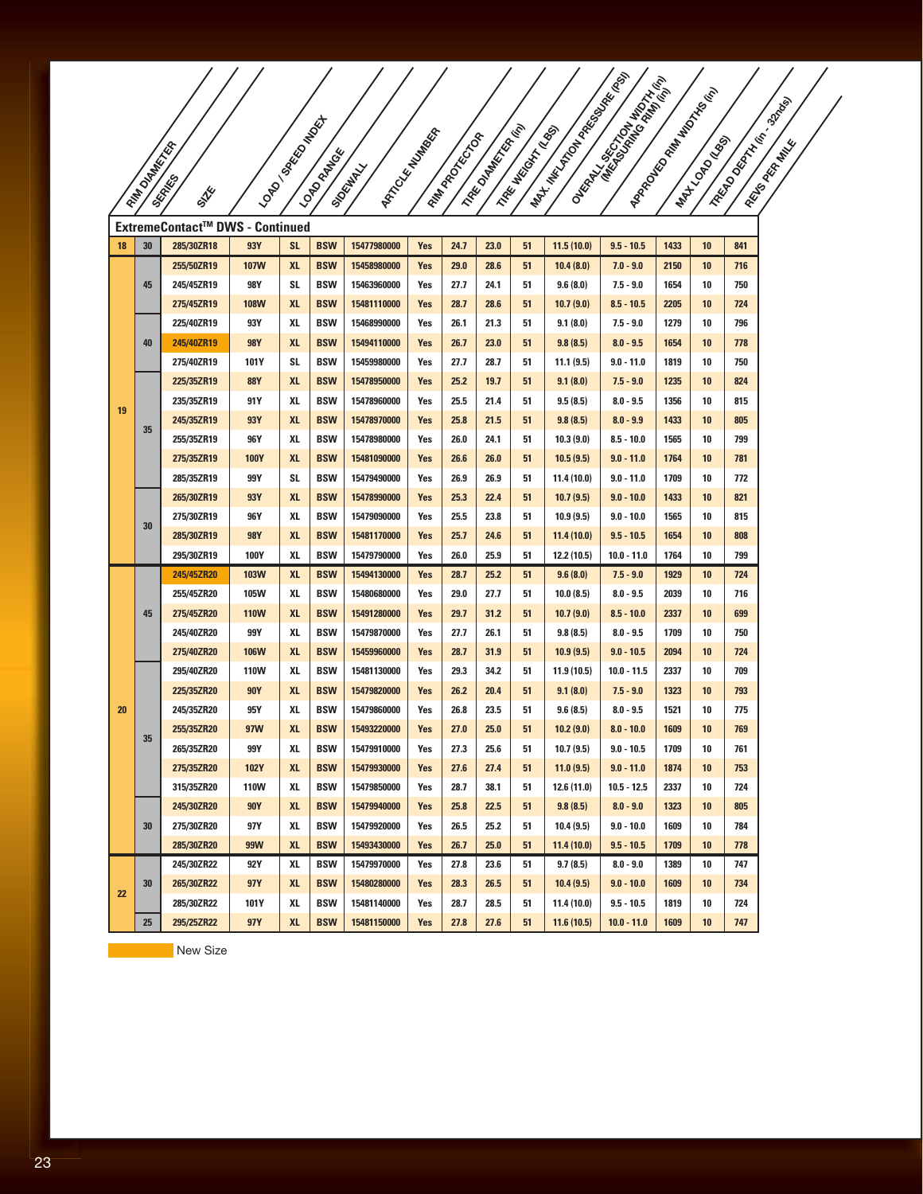| RIM DIAMETER | SERIES | SIZE | LOAD / SPEED INDEX | LOAD RANGE | SIDEWALL | ARTICLE NUMBER | RIM PROTECTOR | TIRE DIAMETER (in) | TIRE WEIGHT (LBS) | MAX. INFLATION PRESSURE (PSI) | OVERALL SECTION WIDTH (in) (MEASURING RIM) (in) | APPROVED RIM WIDTHS (in) | MAX LOAD (LBS) | TREAD DEPTH (in - 32nds) | REVS PER MILE |
|---|---|---|---|---|---|---|---|---|---|---|---|---|---|---|---|
| **ExtremeContact™ DWS - Continued** | | | | | | | | | | | | | | | |
| 18 | 30 | 285/30ZR18 | 93Y | SL | BSW | 15477980000 | Yes | 24.7 | 23.0 | 51 | 11.5 (10.0) | 9.5 - 10.5 | 1433 | 10 | 841 |
| 19 | 45 | 255/50ZR19 | 107W | XL | BSW | 15458980000 | Yes | 29.0 | 28.6 | 51 | 10.4 (8.0) | 7.0 - 9.0 | 2150 | 10 | 716 |
| 19 | 45 | 245/45ZR19 | 98Y | SL | BSW | 15463960000 | Yes | 27.7 | 24.1 | 51 | 9.6 (8.0) | 7.5 - 9.0 | 1654 | 10 | 750 |
| 19 | 45 | 275/45ZR19 | 108W | XL | BSW | 15481110000 | Yes | 28.7 | 28.6 | 51 | 10.7 (9.0) | 8.5 - 10.5 | 2205 | 10 | 724 |
| 19 | 40 | 225/40ZR19 | 93Y | XL | BSW | 15468990000 | Yes | 26.1 | 21.3 | 51 | 9.1 (8.0) | 7.5 - 9.0 | 1279 | 10 | 796 |
| 19 | 40 | 245/40ZR19 | 98Y | XL | BSW | 15494110000 | Yes | 26.7 | 23.0 | 51 | 9.8 (8.5) | 8.0 - 9.5 | 1654 | 10 | 778 |
| 19 | 40 | 275/40ZR19 | 101Y | SL | BSW | 15459980000 | Yes | 27.7 | 28.7 | 51 | 11.1 (9.5) | 9.0 - 11.0 | 1819 | 10 | 750 |
| 19 | 35 | 225/35ZR19 | 88Y | XL | BSW | 15478950000 | Yes | 25.2 | 19.7 | 51 | 9.1 (8.0) | 7.5 - 9.0 | 1235 | 10 | 824 |
| 19 | 35 | 235/35ZR19 | 91Y | XL | BSW | 15478960000 | Yes | 25.5 | 21.4 | 51 | 9.5 (8.5) | 8.0 - 9.5 | 1356 | 10 | 815 |
| 19 | 35 | 245/35ZR19 | 93Y | XL | BSW | 15478970000 | Yes | 25.8 | 21.5 | 51 | 9.8 (8.5) | 8.0 - 9.9 | 1433 | 10 | 805 |
| 19 | 35 | 255/35ZR19 | 96Y | XL | BSW | 15478980000 | Yes | 26.0 | 24.1 | 51 | 10.3 (9.0) | 8.5 - 10.0 | 1565 | 10 | 799 |
| 19 | 35 | 275/35ZR19 | 100Y | XL | BSW | 15481090000 | Yes | 26.6 | 26.0 | 51 | 10.5 (9.5) | 9.0 - 11.0 | 1764 | 10 | 781 |
| 19 | 35 | 285/35ZR19 | 99Y | SL | BSW | 15479490000 | Yes | 26.9 | 26.9 | 51 | 11.4 (10.0) | 9.0 - 11.0 | 1709 | 10 | 772 |
| 19 | 30 | 265/30ZR19 | 93Y | XL | BSW | 15478990000 | Yes | 25.3 | 22.4 | 51 | 10.7 (9.5) | 9.0 - 10.0 | 1433 | 10 | 821 |
| 19 | 30 | 275/30ZR19 | 96Y | XL | BSW | 15479090000 | Yes | 25.5 | 23.8 | 51 | 10.9 (9.5) | 9.0 - 10.0 | 1565 | 10 | 815 |
| 19 | 30 | 285/30ZR19 | 98Y | XL | BSW | 15481170000 | Yes | 25.7 | 24.6 | 51 | 11.4 (10.0) | 9.5 - 10.5 | 1654 | 10 | 808 |
| 19 | 30 | 295/30ZR19 | 100Y | XL | BSW | 15479790000 | Yes | 26.0 | 25.9 | 51 | 12.2 (10.5) | 10.0 - 11.0 | 1764 | 10 | 799 |
| 20 | 45 | 245/45ZR20 | 103W | XL | BSW | 15494130000 | Yes | 28.7 | 25.2 | 51 | 9.6 (8.0) | 7.5 - 9.0 | 1929 | 10 | 724 |
| 20 | 45 | 255/45ZR20 | 105W | XL | BSW | 15480680000 | Yes | 29.0 | 27.7 | 51 | 10.0 (8.5) | 8.0 - 9.5 | 2039 | 10 | 716 |
| 20 | 45 | 275/45ZR20 | 110W | XL | BSW | 15491280000 | Yes | 29.7 | 31.2 | 51 | 10.7 (9.0) | 8.5 - 10.0 | 2337 | 10 | 699 |
| 20 | 40 | 245/40ZR20 | 99Y | XL | BSW | 15479870000 | Yes | 27.7 | 26.1 | 51 | 9.8 (8.5) | 8.0 - 9.5 | 1709 | 10 | 750 |
| 20 | 40 | 275/40ZR20 | 106W | XL | BSW | 15459960000 | Yes | 28.7 | 31.9 | 51 | 10.9 (9.5) | 9.0 - 10.5 | 2094 | 10 | 724 |
| 20 | 40 | 295/40ZR20 | 110W | XL | BSW | 15481130000 | Yes | 29.3 | 34.2 | 51 | 11.9 (10.5) | 10.0 - 11.5 | 2337 | 10 | 709 |
| 20 | 35 | 225/35ZR20 | 90Y | XL | BSW | 15479820000 | Yes | 26.2 | 20.4 | 51 | 9.1 (8.0) | 7.5 - 9.0 | 1323 | 10 | 793 |
| 20 | 35 | 245/35ZR20 | 95Y | XL | BSW | 15479860000 | Yes | 26.8 | 23.5 | 51 | 9.6 (8.5) | 8.0 - 9.5 | 1521 | 10 | 775 |
| 20 | 35 | 255/35ZR20 | 97W | XL | BSW | 15493220000 | Yes | 27.0 | 25.0 | 51 | 10.2 (9.0) | 8.0 - 10.0 | 1609 | 10 | 769 |
| 20 | 35 | 265/35ZR20 | 99Y | XL | BSW | 15479910000 | Yes | 27.3 | 25.6 | 51 | 10.7 (9.5) | 9.0 - 10.5 | 1709 | 10 | 761 |
| 20 | 35 | 275/35ZR20 | 102Y | XL | BSW | 15479930000 | Yes | 27.6 | 27.4 | 51 | 11.0 (9.5) | 9.0 - 11.0 | 1874 | 10 | 753 |
| 20 | 35 | 315/35ZR20 | 110W | XL | BSW | 15479850000 | Yes | 28.7 | 38.1 | 51 | 12.6 (11.0) | 10.5 - 12.5 | 2337 | 10 | 724 |
| 20 | 30 | 245/30ZR20 | 90Y | XL | BSW | 15479940000 | Yes | 25.8 | 22.5 | 51 | 9.8 (8.5) | 8.0 - 9.0 | 1323 | 10 | 805 |
| 20 | 30 | 275/30ZR20 | 97Y | XL | BSW | 15479920000 | Yes | 26.5 | 25.2 | 51 | 10.4 (9.5) | 9.0 - 10.0 | 1609 | 10 | 784 |
| 20 | 30 | 285/30ZR20 | 99W | XL | BSW | 15493430000 | Yes | 26.7 | 25.0 | 51 | 11.4 (10.0) | 9.5 - 10.5 | 1709 | 10 | 778 |
| 22 | 30 | 245/30ZR22 | 92Y | XL | BSW | 15479970000 | Yes | 27.8 | 23.6 | 51 | 9.7 (8.5) | 8.0 - 9.0 | 1389 | 10 | 747 |
| 22 | 30 | 265/30ZR22 | 97Y | XL | BSW | 15480280000 | Yes | 28.3 | 26.5 | 51 | 10.4 (9.5) | 9.0 - 10.0 | 1609 | 10 | 734 |
| 22 | 30 | 285/30ZR22 | 101Y | XL | BSW | 15481140000 | Yes | 28.7 | 28.5 | 51 | 11.4 (10.0) | 9.5 - 10.5 | 1819 | 10 | 724 |
| 22 | 25 | 295/25ZR22 | 97Y | XL | BSW | 15481150000 | Yes | 27.8 | 27.6 | 51 | 11.6 (10.5) | 10.0 - 11.0 | 1609 | 10 | 747 |

New Size (highlighted: 245/40ZR19, 245/45ZR20)